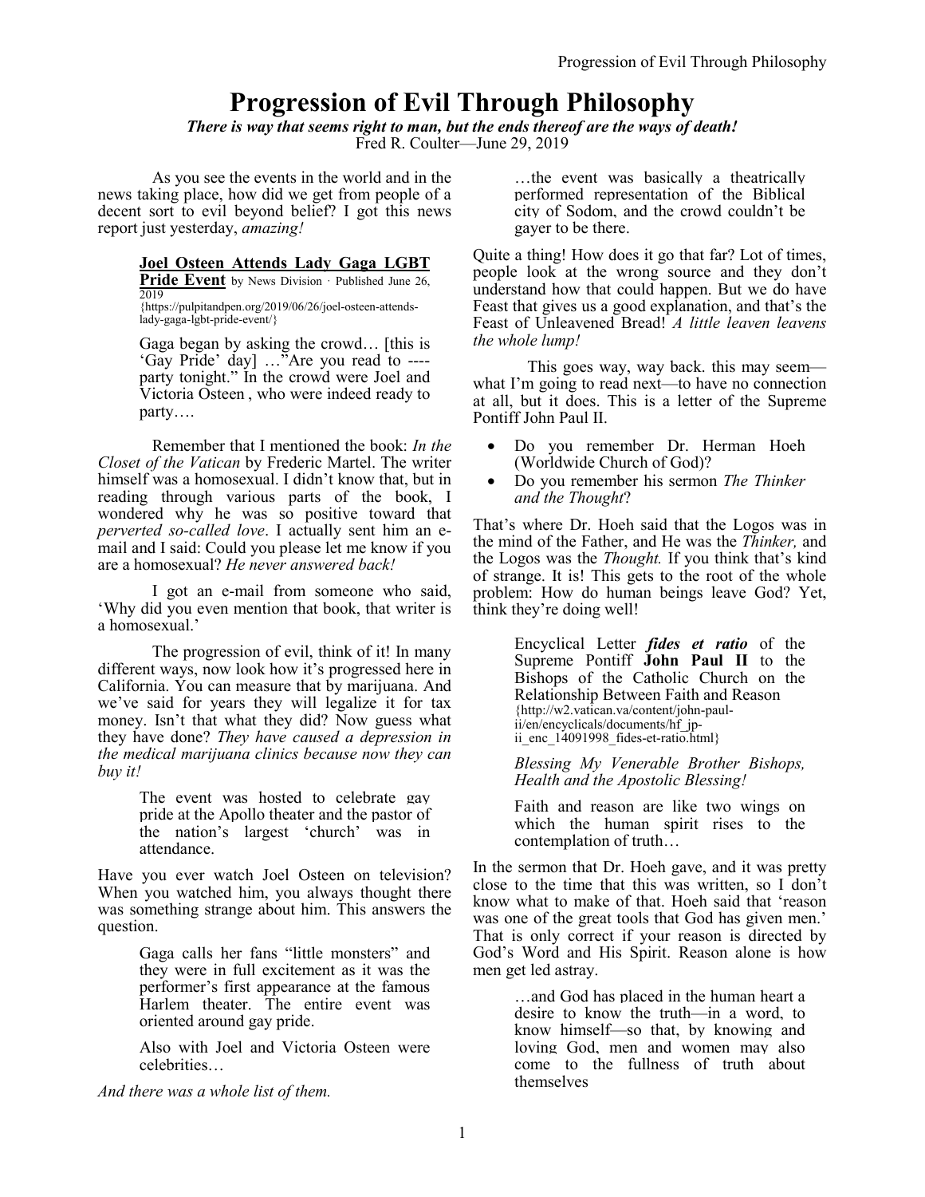# Progression of Evil Through Philosophy

***There is way that seems right to man, but the ends thereof are the ways of death!***

Fred R. Coulter—June 29, 2019

As you see the events in the world and in the news taking place, how did we get from people of a decent sort to evil beyond belief? I got this news report just yesterday, *amazing!*

> **Joel Osteen Attends Lady Gaga LGBT Pride Event** by News Division · Published June 26, 2019
> {https://pulpitandpen.org/2019/06/26/joel-osteen-attends-lady-gaga-lgbt-pride-event/}
>
> Gaga began by asking the crowd… [this is 'Gay Pride' day] …"Are you read to ---- party tonight." In the crowd were Joel and Victoria Osteen , who were indeed ready to party….

Remember that I mentioned the book: *In the Closet of the Vatican* by Frederic Martel. The writer himself was a homosexual. I didn't know that, but in reading through various parts of the book, I wondered why he was so positive toward that *perverted so-called love*. I actually sent him an e-mail and I said: Could you please let me know if you are a homosexual? *He never answered back!*

I got an e-mail from someone who said, 'Why did you even mention that book, that writer is a homosexual.'

The progression of evil, think of it! In many different ways, now look how it's progressed here in California. You can measure that by marijuana. And we've said for years they will legalize it for tax money. Isn't that what they did? Now guess what they have done? *They have caused a depression in the medical marijuana clinics because now they can buy it!*

> The event was hosted to celebrate gay pride at the Apollo theater and the pastor of the nation's largest 'church' was in attendance.

Have you ever watch Joel Osteen on television? When you watched him, you always thought there was something strange about him. This answers the question.

> Gaga calls her fans "little monsters" and they were in full excitement as it was the performer's first appearance at the famous Harlem theater. The entire event was oriented around gay pride.
>
> Also with Joel and Victoria Osteen were celebrities…

*And there was a whole list of them.*

> …the event was basically a theatrically performed representation of the Biblical city of Sodom, and the crowd couldn't be gayer to be there.

Quite a thing! How does it go that far? Lot of times, people look at the wrong source and they don't understand how that could happen. But we do have Feast that gives us a good explanation, and that's the Feast of Unleavened Bread! *A little leaven leavens the whole lump!*

This goes way, way back. this may seem—what I'm going to read next—to have no connection at all, but it does. This is a letter of the Supreme Pontiff John Paul II.

- Do you remember Dr. Herman Hoeh (Worldwide Church of God)?
- Do you remember his sermon *The Thinker and the Thought*?

That's where Dr. Hoeh said that the Logos was in the mind of the Father, and He was the *Thinker,* and the Logos was the *Thought.* If you think that's kind of strange. It is! This gets to the root of the whole problem: How do human beings leave God? Yet, think they're doing well!

> Encyclical Letter ***fides et ratio*** of the Supreme Pontiff **John Paul II** to the Bishops of the Catholic Church on the Relationship Between Faith and Reason
> {http://w2.vatican.va/content/john-paul-ii/en/encyclicals/documents/hf_jp-ii_enc_14091998_fides-et-ratio.html}
>
> *Blessing My Venerable Brother Bishops, Health and the Apostolic Blessing!*
>
> Faith and reason are like two wings on which the human spirit rises to the contemplation of truth…

In the sermon that Dr. Hoeh gave, and it was pretty close to the time that this was written, so I don't know what to make of that. Hoeh said that 'reason was one of the great tools that God has given men.' That is only correct if your reason is directed by God's Word and His Spirit. Reason alone is how men get led astray.

> …and God has placed in the human heart a desire to know the truth—in a word, to know himself—so that, by knowing and loving God, men and women may also come to the fullness of truth about themselves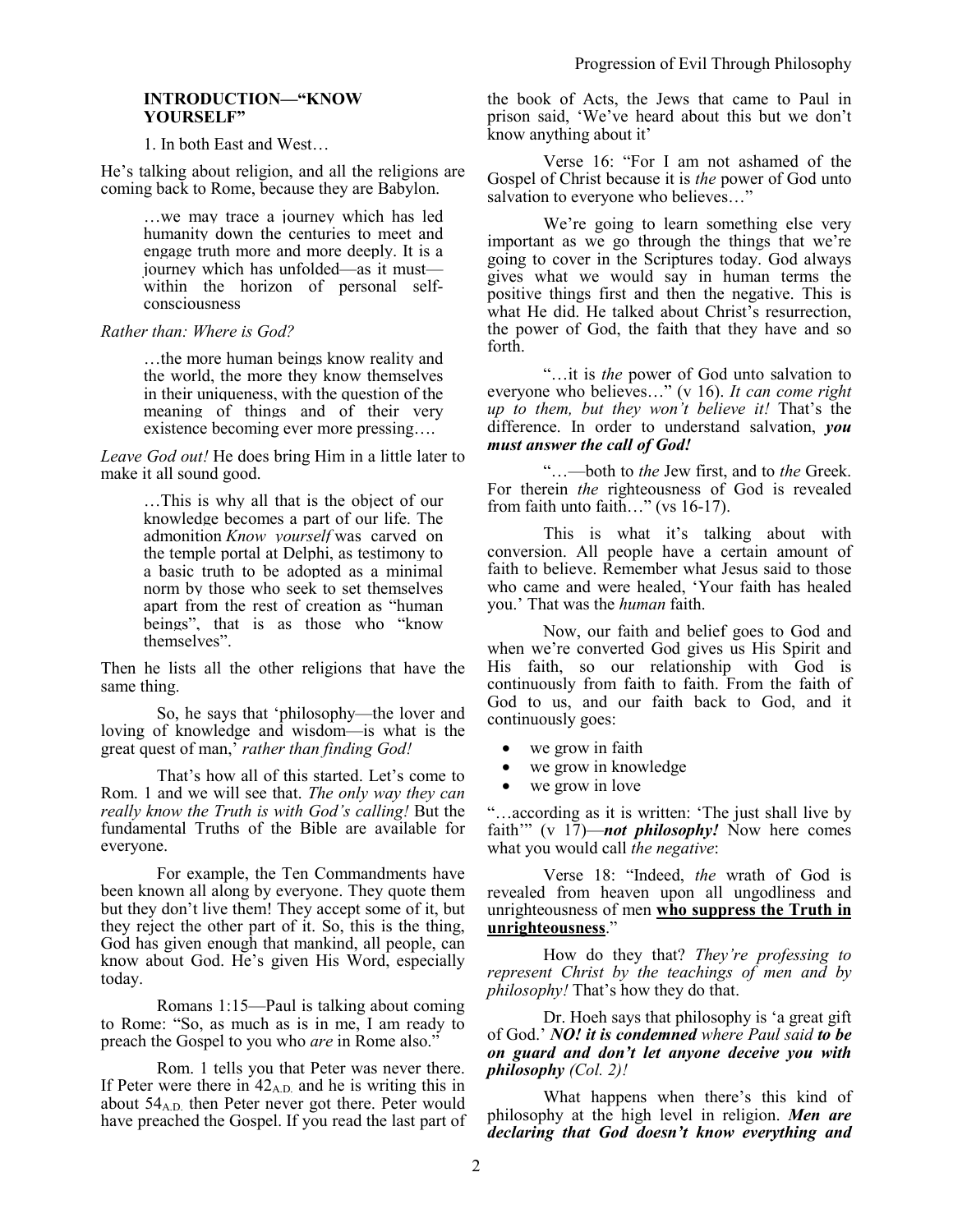**INTRODUCTION—"KNOW YOURSELF"**

1. In both East and West…

He's talking about religion, and all the religions are coming back to Rome, because they are Babylon.

> …we may trace a journey which has led humanity down the centuries to meet and engage truth more and more deeply. It is a journey which has unfolded—as it must—within the horizon of personal self-consciousness

*Rather than: Where is God?*

> …the more human beings know reality and the world, the more they know themselves in their uniqueness, with the question of the meaning of things and of their very existence becoming ever more pressing….

*Leave God out!* He does bring Him in a little later to make it all sound good.

> …This is why all that is the object of our knowledge becomes a part of our life. The admonition *Know yourself* was carved on the temple portal at Delphi, as testimony to a basic truth to be adopted as a minimal norm by those who seek to set themselves apart from the rest of creation as "human beings", that is as those who "know themselves".

Then he lists all the other religions that have the same thing.

So, he says that 'philosophy—the lover and loving of knowledge and wisdom—is what is the great quest of man,' *rather than finding God!*

That's how all of this started. Let's come to Rom. 1 and we will see that. *The only way they can really know the Truth is with God's calling!* But the fundamental Truths of the Bible are available for everyone.

For example, the Ten Commandments have been known all along by everyone. They quote them but they don't live them! They accept some of it, but they reject the other part of it. So, this is the thing, God has given enough that mankind, all people, can know about God. He's given His Word, especially today.

Romans 1:15—Paul is talking about coming to Rome: "So, as much as is in me, I am ready to preach the Gospel to you who *are* in Rome also."

Rom. 1 tells you that Peter was never there. If Peter were there in $42_{A.D.}$ and he is writing this in about $54_{A.D.}$ then Peter never got there. Peter would have preached the Gospel. If you read the last part of the book of Acts, the Jews that came to Paul in prison said, 'We've heard about this but we don't know anything about it'

Verse 16: "For I am not ashamed of the Gospel of Christ because it is *the* power of God unto salvation to everyone who believes…"

We're going to learn something else very important as we go through the things that we're going to cover in the Scriptures today. God always gives what we would say in human terms the positive things first and then the negative. This is what He did. He talked about Christ's resurrection, the power of God, the faith that they have and so forth.

"…it is *the* power of God unto salvation to everyone who believes…" (v 16). *It can come right up to them, but they won't believe it!* That's the difference. In order to understand salvation, ***you must answer the call of God!***

"…—both to *the* Jew first, and to *the* Greek. For therein *the* righteousness of God is revealed from faith unto faith…" (vs 16-17).

This is what it's talking about with conversion. All people have a certain amount of faith to believe. Remember what Jesus said to those who came and were healed, 'Your faith has healed you.' That was the *human* faith.

Now, our faith and belief goes to God and when we're converted God gives us His Spirit and His faith, so our relationship with God is continuously from faith to faith. From the faith of God to us, and our faith back to God, and it continuously goes:

- we grow in faith
- we grow in knowledge
- we grow in love

"…according as it is written: 'The just shall live by faith'" (v 17)—***not philosophy!*** Now here comes what you would call *the negative*:

Verse 18: "Indeed, *the* wrath of God is revealed from heaven upon all ungodliness and unrighteousness of men **<u>who suppress the Truth in unrighteousness</u>**."

How do they that? *They're professing to represent Christ by the teachings of men and by philosophy!* That's how they do that.

Dr. Hoeh says that philosophy is 'a great gift of God.' ***NO! it is condemned*** *where Paul said* ***to be on guard and don't let anyone deceive you with philosophy*** *(Col. 2)!*

What happens when there's this kind of philosophy at the high level in religion. ***Men are declaring that God doesn't know everything and***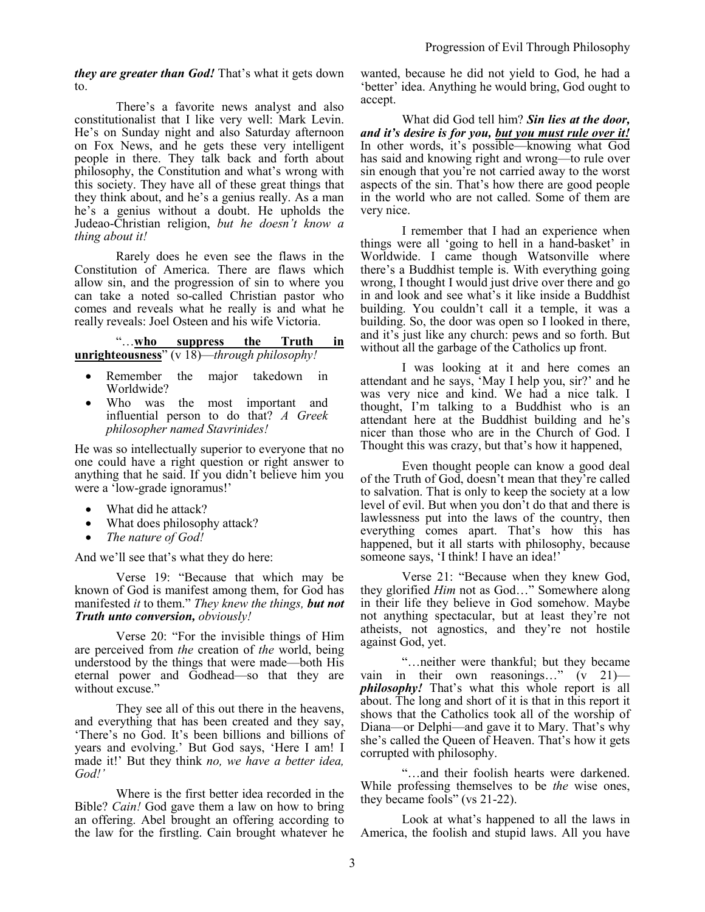***they are greater than God!*** That's what it gets down to.

There's a favorite news analyst and also constitutionalist that I like very well: Mark Levin. He's on Sunday night and also Saturday afternoon on Fox News, and he gets these very intelligent people in there. They talk back and forth about philosophy, the Constitution and what's wrong with this society. They have all of these great things that they think about, and he's a genius really. As a man he's a genius without a doubt. He upholds the Judeao-Christian religion, *but he doesn't know a thing about it!*

Rarely does he even see the flaws in the Constitution of America. There are flaws which allow sin, and the progression of sin to where you can take a noted so-called Christian pastor who comes and reveals what he really is and what he really reveals: Joel Osteen and his wife Victoria.

"…**<u>who suppress the Truth in unrighteousness</u>**" (v 18)—*through philosophy!*

- Remember the major takedown in Worldwide?
- Who was the most important and influential person to do that? *A Greek philosopher named Stavrinides!*

He was so intellectually superior to everyone that no one could have a right question or right answer to anything that he said. If you didn't believe him you were a 'low-grade ignoramus!'

- What did he attack?
- What does philosophy attack?
- *The nature of God!*

And we'll see that's what they do here:

Verse 19: "Because that which may be known of God is manifest among them, for God has manifested *it* to them." *They knew the things, **but not Truth unto conversion,** obviously!*

Verse 20: "For the invisible things of Him are perceived from *the* creation of *the* world, being understood by the things that were made—both His eternal power and Godhead—so that they are without excuse."

They see all of this out there in the heavens, and everything that has been created and they say, 'There's no God. It's been billions and billions of years and evolving.' But God says, 'Here I am! I made it!' But they think *no, we have a better idea, God!'*

Where is the first better idea recorded in the Bible? *Cain!* God gave them a law on how to bring an offering. Abel brought an offering according to the law for the firstling. Cain brought whatever he wanted, because he did not yield to God, he had a 'better' idea. Anything he would bring, God ought to accept.

What did God tell him? ***Sin lies at the door, and it's desire is for you, <u>but you must rule over it!</u>*** In other words, it's possible—knowing what God has said and knowing right and wrong—to rule over sin enough that you're not carried away to the worst aspects of the sin. That's how there are good people in the world who are not called. Some of them are very nice.

I remember that I had an experience when things were all 'going to hell in a hand-basket' in Worldwide. I came though Watsonville where there's a Buddhist temple is. With everything going wrong, I thought I would just drive over there and go in and look and see what's it like inside a Buddhist building. You couldn't call it a temple, it was a building. So, the door was open so I looked in there, and it's just like any church: pews and so forth. But without all the garbage of the Catholics up front.

I was looking at it and here comes an attendant and he says, 'May I help you, sir?' and he was very nice and kind. We had a nice talk. I thought, I'm talking to a Buddhist who is an attendant here at the Buddhist building and he's nicer than those who are in the Church of God. I Thought this was crazy, but that's how it happened,

Even thought people can know a good deal of the Truth of God, doesn't mean that they're called to salvation. That is only to keep the society at a low level of evil. But when you don't do that and there is lawlessness put into the laws of the country, then everything comes apart. That's how this has happened, but it all starts with philosophy, because someone says, 'I think! I have an idea!'

Verse 21: "Because when they knew God, they glorified *Him* not as God…" Somewhere along in their life they believe in God somehow. Maybe not anything spectacular, but at least they're not atheists, not agnostics, and they're not hostile against God, yet.

"…neither were thankful; but they became vain in their own reasonings…" (v 21)—***philosophy!*** That's what this whole report is all about. The long and short of it is that in this report it shows that the Catholics took all of the worship of Diana—or Delphi—and gave it to Mary. That's why she's called the Queen of Heaven. That's how it gets corrupted with philosophy.

"…and their foolish hearts were darkened. While professing themselves to be *the* wise ones, they became fools" (vs 21-22).

Look at what's happened to all the laws in America, the foolish and stupid laws. All you have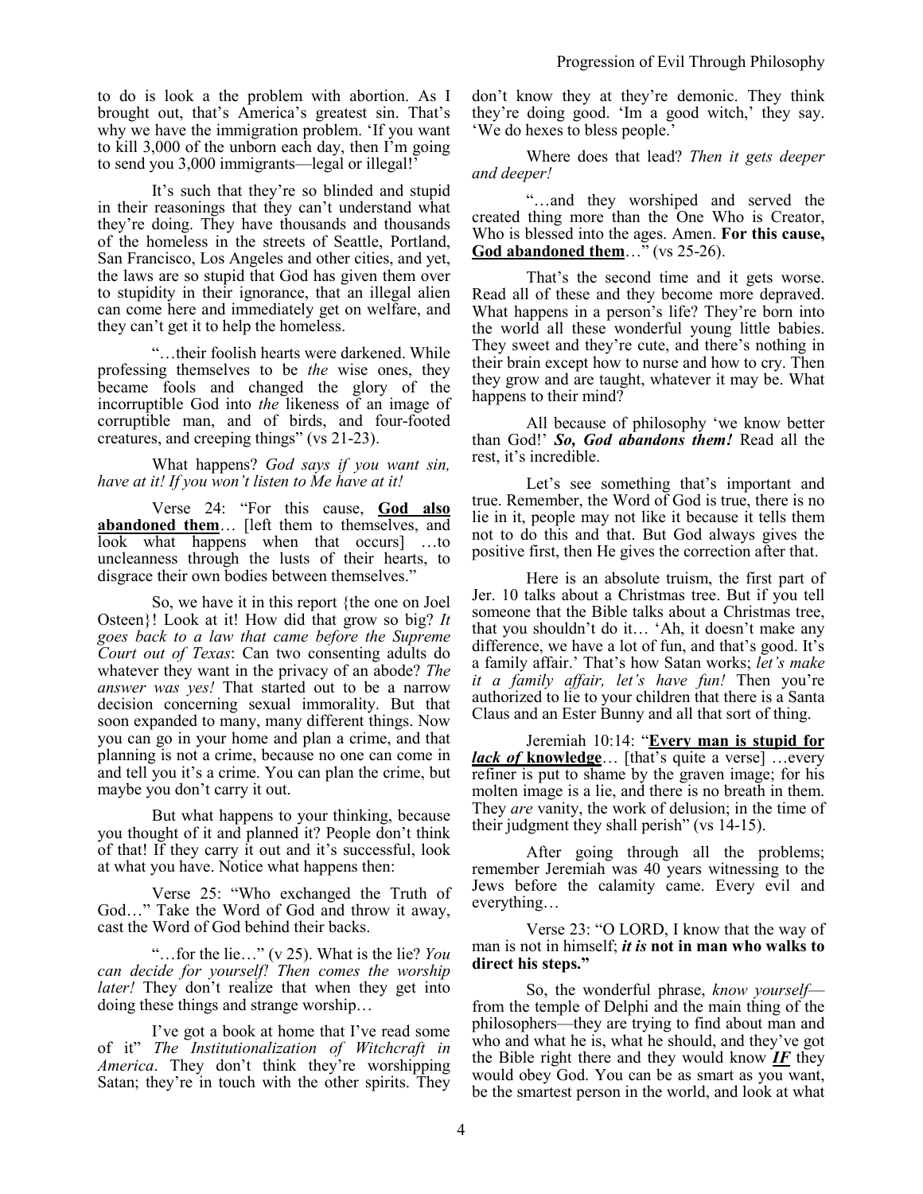to do is look a the problem with abortion. As I brought out, that's America's greatest sin. That's why we have the immigration problem. 'If you want to kill 3,000 of the unborn each day, then I'm going to send you 3,000 immigrants—legal or illegal!'

It's such that they're so blinded and stupid in their reasonings that they can't understand what they're doing. They have thousands and thousands of the homeless in the streets of Seattle, Portland, San Francisco, Los Angeles and other cities, and yet, the laws are so stupid that God has given them over to stupidity in their ignorance, that an illegal alien can come here and immediately get on welfare, and they can't get it to help the homeless.

"…their foolish hearts were darkened. While professing themselves to be *the* wise ones, they became fools and changed the glory of the incorruptible God into *the* likeness of an image of corruptible man, and of birds, and four-footed creatures, and creeping things" (vs 21-23).

What happens? *God says if you want sin, have at it! If you won't listen to Me have at it!*

Verse 24: "For this cause, **God also abandoned them**… [left them to themselves, and look what happens when that occurs] …to uncleanness through the lusts of their hearts, to disgrace their own bodies between themselves."

So, we have it in this report {the one on Joel Osteen}! Look at it! How did that grow so big? *It goes back to a law that came before the Supreme Court out of Texas*: Can two consenting adults do whatever they want in the privacy of an abode? *The answer was yes!* That started out to be a narrow decision concerning sexual immorality. But that soon expanded to many, many different things. Now you can go in your home and plan a crime, and that planning is not a crime, because no one can come in and tell you it's a crime. You can plan the crime, but maybe you don't carry it out.

But what happens to your thinking, because you thought of it and planned it? People don't think of that! If they carry it out and it's successful, look at what you have. Notice what happens then:

Verse 25: "Who exchanged the Truth of God…" Take the Word of God and throw it away, cast the Word of God behind their backs.

"…for the lie…" (v 25). What is the lie? *You can decide for yourself! Then comes the worship later!* They don't realize that when they get into doing these things and strange worship…

I've got a book at home that I've read some of it" *The Institutionalization of Witchcraft in America*. They don't think they're worshipping Satan; they're in touch with the other spirits. They don't know they at they're demonic. They think they're doing good. 'Im a good witch,' they say. 'We do hexes to bless people.'

Where does that lead? *Then it gets deeper and deeper!*

"…and they worshiped and served the created thing more than the One Who is Creator, Who is blessed into the ages. Amen. **For this cause, God abandoned them**…" (vs 25-26).

That's the second time and it gets worse. Read all of these and they become more depraved. What happens in a person's life? They're born into the world all these wonderful young little babies. They sweet and they're cute, and there's nothing in their brain except how to nurse and how to cry. Then they grow and are taught, whatever it may be. What happens to their mind?

All because of philosophy 'we know better than God!' ***So, God abandons them!*** Read all the rest, it's incredible.

Let's see something that's important and true. Remember, the Word of God is true, there is no lie in it, people may not like it because it tells them not to do this and that. But God always gives the positive first, then He gives the correction after that.

Here is an absolute truism, the first part of Jer. 10 talks about a Christmas tree. But if you tell someone that the Bible talks about a Christmas tree, that you shouldn't do it… 'Ah, it doesn't make any difference, we have a lot of fun, and that's good. It's a family affair.' That's how Satan works; *let's make it a family affair, let's have fun!* Then you're authorized to lie to your children that there is a Santa Claus and an Ester Bunny and all that sort of thing.

Jeremiah 10:14: "**Every man is stupid for *lack of* knowledge**… [that's quite a verse] …every refiner is put to shame by the graven image; for his molten image is a lie, and there is no breath in them. They *are* vanity, the work of delusion; in the time of their judgment they shall perish" (vs 14-15).

After going through all the problems; remember Jeremiah was 40 years witnessing to the Jews before the calamity came. Every evil and everything…

Verse 23: "O LORD, I know that the way of man is not in himself; ***it is* not in man who walks to direct his steps."**

So, the wonderful phrase, *know yourself*—from the temple of Delphi and the main thing of the philosophers—they are trying to find about man and who and what he is, what he should, and they've got the Bible right there and they would know ***IF*** they would obey God. You can be as smart as you want, be the smartest person in the world, and look at what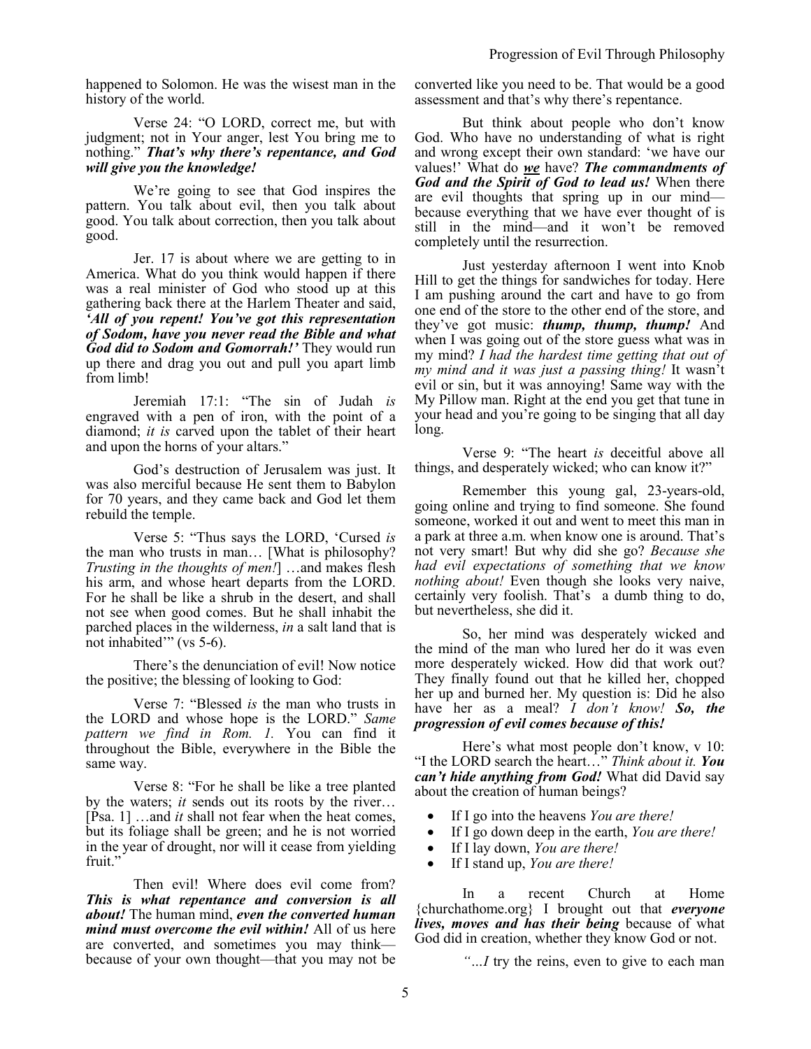happened to Solomon. He was the wisest man in the history of the world.

Verse 24: "O LORD, correct me, but with judgment; not in Your anger, lest You bring me to nothing." ***That's why there's repentance, and God will give you the knowledge!***

We're going to see that God inspires the pattern. You talk about evil, then you talk about good. You talk about correction, then you talk about good.

Jer. 17 is about where we are getting to in America. What do you think would happen if there was a real minister of God who stood up at this gathering back there at the Harlem Theater and said, ***'All of you repent! You've got this representation of Sodom, have you never read the Bible and what God did to Sodom and Gomorrah!'*** They would run up there and drag you out and pull you apart limb from limb!

Jeremiah 17:1: "The sin of Judah *is* engraved with a pen of iron, with the point of a diamond; *it is* carved upon the tablet of their heart and upon the horns of your altars."

God's destruction of Jerusalem was just. It was also merciful because He sent them to Babylon for 70 years, and they came back and God let them rebuild the temple.

Verse 5: "Thus says the LORD, 'Cursed *is* the man who trusts in man… [What is philosophy? *Trusting in the thoughts of men!*] …and makes flesh his arm, and whose heart departs from the LORD. For he shall be like a shrub in the desert, and shall not see when good comes. But he shall inhabit the parched places in the wilderness, *in* a salt land that is not inhabited'" (vs 5-6).

There's the denunciation of evil! Now notice the positive; the blessing of looking to God:

Verse 7: "Blessed *is* the man who trusts in the LORD and whose hope is the LORD." *Same pattern we find in Rom. 1.* You can find it throughout the Bible, everywhere in the Bible the same way.

Verse 8: "For he shall be like a tree planted by the waters; *it* sends out its roots by the river… [Psa. 1] …and *it* shall not fear when the heat comes, but its foliage shall be green; and he is not worried in the year of drought, nor will it cease from yielding fruit."

Then evil! Where does evil come from? ***This is what repentance and conversion is all about!*** The human mind, ***even the converted human mind must overcome the evil within!*** All of us here are converted, and sometimes you may think—because of your own thought—that you may not be converted like you need to be. That would be a good assessment and that's why there's repentance.

But think about people who don't know God. Who have no understanding of what is right and wrong except their own standard: 'we have our values!' What do ***we*** have? ***The commandments of God and the Spirit of God to lead us!*** When there are evil thoughts that spring up in our mind—because everything that we have ever thought of is still in the mind—and it won't be removed completely until the resurrection.

Just yesterday afternoon I went into Knob Hill to get the things for sandwiches for today. Here I am pushing around the cart and have to go from one end of the store to the other end of the store, and they've got music: ***thump, thump, thump!*** And when I was going out of the store guess what was in my mind? *I had the hardest time getting that out of my mind and it was just a passing thing!* It wasn't evil or sin, but it was annoying! Same way with the My Pillow man. Right at the end you get that tune in your head and you're going to be singing that all day long.

Verse 9: "The heart *is* deceitful above all things, and desperately wicked; who can know it?"

Remember this young gal, 23-years-old, going online and trying to find someone. She found someone, worked it out and went to meet this man in a park at three a.m. when know one is around. That's not very smart! But why did she go? *Because she had evil expectations of something that we know nothing about!* Even though she looks very naive, certainly very foolish. That's a dumb thing to do, but nevertheless, she did it.

So, her mind was desperately wicked and the mind of the man who lured her do it was even more desperately wicked. How did that work out? They finally found out that he killed her, chopped her up and burned her. My question is: Did he also have her as a meal? *I don't know!* ***So, the progression of evil comes because of this!***

Here's what most people don't know, v 10: "I the LORD search the heart…" *Think about it.* ***You can't hide anything from God!*** What did David say about the creation of human beings?

- If I go into the heavens *You are there!*
- If I go down deep in the earth, *You are there!*
- If I lay down, *You are there!*
- If I stand up, *You are there!*

In a recent Church at Home {churchathome.org} I brought out that ***everyone lives, moves and has their being*** because of what God did in creation, whether they know God or not.

*"…I* try the reins, even to give to each man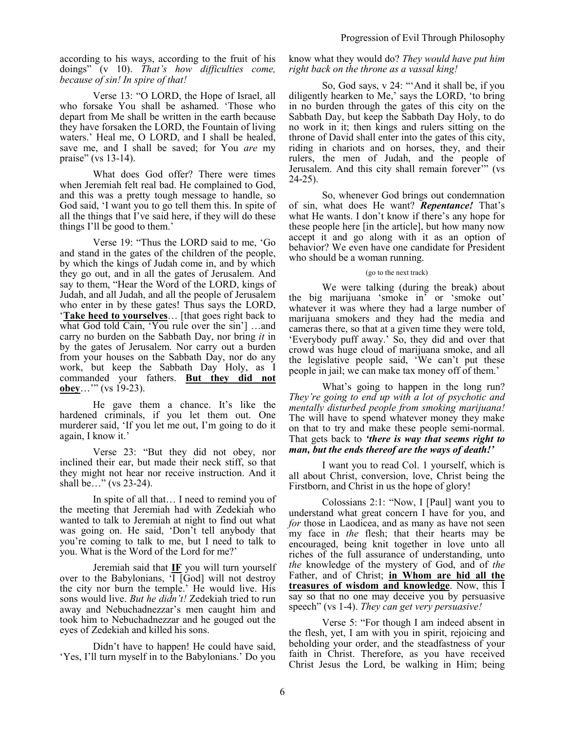according to his ways, according to the fruit of his doings" (v 10). *That's how difficulties come, because of sin! In spire of that!*

Verse 13: "O LORD, the Hope of Israel, all who forsake You shall be ashamed. 'Those who depart from Me shall be written in the earth because they have forsaken the LORD, the Fountain of living waters.' Heal me, O LORD, and I shall be healed, save me, and I shall be saved; for You *are* my praise" (vs 13-14).

What does God offer? There were times when Jeremiah felt real bad. He complained to God, and this was a pretty tough message to handle, so God said, 'I want you to go tell them this. In spite of all the things that I've said here, if they will do these things I'll be good to them.'

Verse 19: "Thus the LORD said to me, 'Go and stand in the gates of the children of the people, by which the kings of Judah come in, and by which they go out, and in all the gates of Jerusalem. And say to them, "Hear the Word of the LORD, kings of Judah, and all Judah, and all the people of Jerusalem who enter in by these gates! Thus says the LORD, '**Take heed to yourselves**… [that goes right back to what God told Cain, 'You rule over the sin'] …and carry no burden on the Sabbath Day, nor bring *it* in by the gates of Jerusalem. Nor carry out a burden from your houses on the Sabbath Day, nor do any work, but keep the Sabbath Day Holy, as I commanded your fathers. **But they did not obey**…'" (vs 19-23).

He gave them a chance. It's like the hardened criminals, if you let them out. One murderer said, 'If you let me out, I'm going to do it again, I know it.'

Verse 23: "But they did not obey, nor inclined their ear, but made their neck stiff, so that they might not hear nor receive instruction. And it shall be…" (vs 23-24).

In spite of all that… I need to remind you of the meeting that Jeremiah had with Zedekiah who wanted to talk to Jeremiah at night to find out what was going on. He said, 'Don't tell anybody that you're coming to talk to me, but I need to talk to you. What is the Word of the Lord for me?'

Jeremiah said that **IF** you will turn yourself over to the Babylonians, 'I [God] will not destroy the city nor burn the temple.' He would live. His sons would live. *But he didn't!* Zedekiah tried to run away and Nebuchadnezzar's men caught him and took him to Nebuchadnezzar and he gouged out the eyes of Zedekiah and killed his sons.

Didn't have to happen! He could have said, 'Yes, I'll turn myself in to the Babylonians.' Do you know what they would do? *They would have put him right back on the throne as a vassal king!*

So, God says, v 24: "'And it shall be, if you diligently hearken to Me,' says the LORD, 'to bring in no burden through the gates of this city on the Sabbath Day, but keep the Sabbath Day Holy, to do no work in it; then kings and rulers sitting on the throne of David shall enter into the gates of this city, riding in chariots and on horses, they, and their rulers, the men of Judah, and the people of Jerusalem. And this city shall remain forever'" (vs 24-25).

So, whenever God brings out condemnation of sin, what does He want? ***Repentance!*** That's what He wants. I don't know if there's any hope for these people here [in the article], but how many now accept it and go along with it as an option of behavior? We even have one candidate for President who should be a woman running.

(go to the next track)

We were talking (during the break) about the big marijuana 'smoke in' or 'smoke out' whatever it was where they had a large number of marijuana smokers and they had the media and cameras there, so that at a given time they were told, 'Everybody puff away.' So, they did and over that crowd was huge cloud of marijuana smoke, and all the legislative people said, 'We can't put these people in jail; we can make tax money off of them.'

What's going to happen in the long run? *They're going to end up with a lot of psychotic and mentally disturbed people from smoking marijuana!* The will have to spend whatever money they make on that to try and make these people semi-normal. That gets back to ***'there is way that seems right to man, but the ends thereof are the ways of death!'***

I want you to read Col. 1 yourself, which is all about Christ, conversion, love, Christ being the Firstborn, and Christ in us the hope of glory!

Colossians 2:1: "Now, I [Paul] want you to understand what great concern I have for you, and *for* those in Laodicea, and as many as have not seen my face in *the* flesh; that their hearts may be encouraged, being knit together in love unto all riches of the full assurance of understanding, unto *the* knowledge of the mystery of God, and of *the* Father, and of Christ; **in Whom are hid all the treasures of wisdom and knowledge**. Now, this I say so that no one may deceive you by persuasive speech" (vs 1-4). *They can get very persuasive!*

Verse 5: "For though I am indeed absent in the flesh, yet, I am with you in spirit, rejoicing and beholding your order, and the steadfastness of your faith in Christ. Therefore, as you have received Christ Jesus the Lord, be walking in Him; being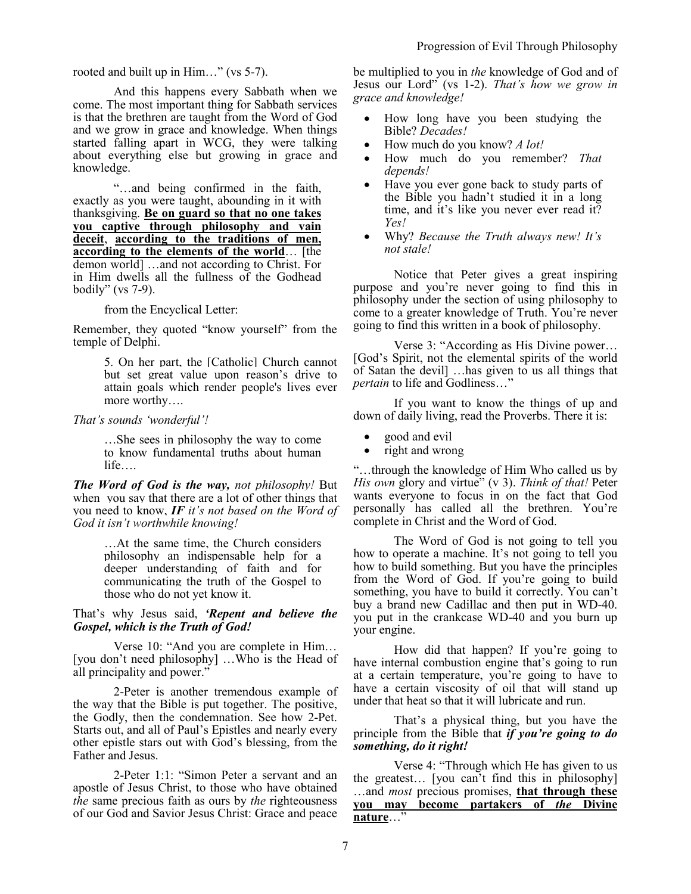rooted and built up in Him…" (vs 5-7).

And this happens every Sabbath when we come. The most important thing for Sabbath services is that the brethren are taught from the Word of God and we grow in grace and knowledge. When things started falling apart in WCG, they were talking about everything else but growing in grace and knowledge.

"…and being confirmed in the faith, exactly as you were taught, abounding in it with thanksgiving. **Be on guard so that no one takes you captive through philosophy and vain deceit**, **according to the traditions of men, according to the elements of the world**… [the demon world] …and not according to Christ. For in Him dwells all the fullness of the Godhead bodily" (vs 7-9).

from the Encyclical Letter:

Remember, they quoted "know yourself" from the temple of Delphi.

> 5. On her part, the [Catholic] Church cannot but set great value upon reason's drive to attain goals which render people's lives ever more worthy….

*That's sounds 'wonderful'!*

> …She sees in philosophy the way to come to know fundamental truths about human life….

***The Word of God is the way,*** *not philosophy!* But when you say that there are a lot of other things that you need to know, ***IF*** *it's not based on the Word of God it isn't worthwhile knowing!*

> …At the same time, the Church considers philosophy an indispensable help for a deeper understanding of faith and for communicating the truth of the Gospel to those who do not yet know it.

That's why Jesus said, ***'Repent and believe the Gospel, which is the Truth of God!***

Verse 10: "And you are complete in Him… [you don't need philosophy] …Who is the Head of all principality and power."

2-Peter is another tremendous example of the way that the Bible is put together. The positive, the Godly, then the condemnation. See how 2-Pet. Starts out, and all of Paul's Epistles and nearly every other epistle stars out with God's blessing, from the Father and Jesus.

2-Peter 1:1: "Simon Peter a servant and an apostle of Jesus Christ, to those who have obtained *the* same precious faith as ours by *the* righteousness of our God and Savior Jesus Christ: Grace and peace be multiplied to you in *the* knowledge of God and of Jesus our Lord" (vs 1-2). *That's how we grow in grace and knowledge!*

- How long have you been studying the Bible? *Decades!*
- How much do you know? *A lot!*
- How much do you remember? *That depends!*
- Have you ever gone back to study parts of the Bible you hadn't studied it in a long time, and it's like you never ever read it? *Yes!*
- Why? *Because the Truth always new! It's not stale!*

Notice that Peter gives a great inspiring purpose and you're never going to find this in philosophy under the section of using philosophy to come to a greater knowledge of Truth. You're never going to find this written in a book of philosophy.

Verse 3: "According as His Divine power… [God's Spirit, not the elemental spirits of the world of Satan the devil] …has given to us all things that *pertain* to life and Godliness…"

If you want to know the things of up and down of daily living, read the Proverbs. There it is:

- good and evil
- right and wrong

"…through the knowledge of Him Who called us by *His own* glory and virtue" (v 3). *Think of that!* Peter wants everyone to focus in on the fact that God personally has called all the brethren. You're complete in Christ and the Word of God.

The Word of God is not going to tell you how to operate a machine. It's not going to tell you how to build something. But you have the principles from the Word of God. If you're going to build something, you have to build it correctly. You can't buy a brand new Cadillac and then put in WD-40. you put in the crankcase WD-40 and you burn up your engine.

How did that happen? If you're going to have internal combustion engine that's going to run at a certain temperature, you're going to have to have a certain viscosity of oil that will stand up under that heat so that it will lubricate and run.

That's a physical thing, but you have the principle from the Bible that ***if you're going to do something, do it right!***

Verse 4: "Through which He has given to us the greatest… [you can't find this in philosophy] …and *most* precious promises, **that through these you may become partakers of *the* Divine nature**…"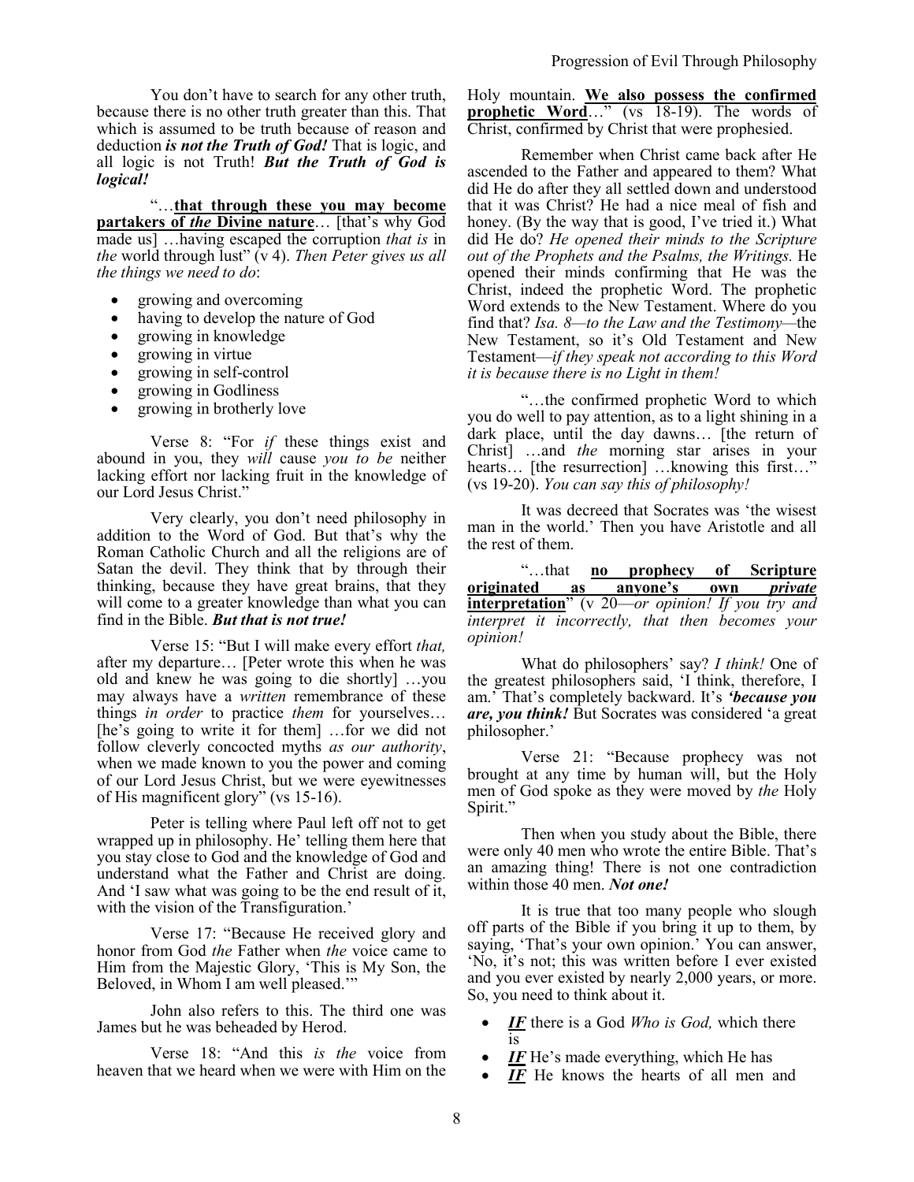You don't have to search for any other truth, because there is no other truth greater than this. That which is assumed to be truth because of reason and deduction ***is not the Truth of God!*** That is logic, and all logic is not Truth! ***But the Truth of God is logical!***

"…**that through these you may become partakers of *the* Divine nature**… [that's why God made us] …having escaped the corruption *that is* in *the* world through lust" (v 4). *Then Peter gives us all the things we need to do*:

- growing and overcoming
- having to develop the nature of God
- growing in knowledge
- growing in virtue
- growing in self-control
- growing in Godliness
- growing in brotherly love

Verse 8: "For *if* these things exist and abound in you, they *will* cause *you to be* neither lacking effort nor lacking fruit in the knowledge of our Lord Jesus Christ."

Very clearly, you don't need philosophy in addition to the Word of God. But that's why the Roman Catholic Church and all the religions are of Satan the devil. They think that by through their thinking, because they have great brains, that they will come to a greater knowledge than what you can find in the Bible. ***But that is not true!***

Verse 15: "But I will make every effort *that,* after my departure… [Peter wrote this when he was old and knew he was going to die shortly] …you may always have a *written* remembrance of these things *in order* to practice *them* for yourselves… [he's going to write it for them] …for we did not follow cleverly concocted myths *as our authority*, when we made known to you the power and coming of our Lord Jesus Christ, but we were eyewitnesses of His magnificent glory" (vs 15-16).

Peter is telling where Paul left off not to get wrapped up in philosophy. He' telling them here that you stay close to God and the knowledge of God and understand what the Father and Christ are doing. And 'I saw what was going to be the end result of it, with the vision of the Transfiguration.'

Verse 17: "Because He received glory and honor from God *the* Father when *the* voice came to Him from the Majestic Glory, 'This is My Son, the Beloved, in Whom I am well pleased.'"

John also refers to this. The third one was James but he was beheaded by Herod.

Verse 18: "And this *is the* voice from heaven that we heard when we were with Him on the Holy mountain. **We also possess the confirmed prophetic Word**…" (vs 18-19). The words of Christ, confirmed by Christ that were prophesied.

Remember when Christ came back after He ascended to the Father and appeared to them? What did He do after they all settled down and understood that it was Christ? He had a nice meal of fish and honey. (By the way that is good, I've tried it.) What did He do? *He opened their minds to the Scripture out of the Prophets and the Psalms, the Writings.* He opened their minds confirming that He was the Christ, indeed the prophetic Word. The prophetic Word extends to the New Testament. Where do you find that? *Isa. 8—to the Law and the Testimony*—the New Testament, so it's Old Testament and New Testament—*if they speak not according to this Word it is because there is no Light in them!*

"…the confirmed prophetic Word to which you do well to pay attention, as to a light shining in a dark place, until the day dawns… [the return of Christ] …and *the* morning star arises in your hearts… [the resurrection] …knowing this first…" (vs 19-20). *You can say this of philosophy!*

It was decreed that Socrates was 'the wisest man in the world.' Then you have Aristotle and all the rest of them.

"…that **no prophecy of Scripture originated as anyone's own *private* interpretation**" (v 20—*or opinion! If you try and interpret it incorrectly, that then becomes your opinion!*

What do philosophers' say? *I think!* One of the greatest philosophers said, 'I think, therefore, I am.' That's completely backward. It's ***'because you are, you think!*** But Socrates was considered 'a great philosopher.'

Verse 21: "Because prophecy was not brought at any time by human will, but the Holy men of God spoke as they were moved by *the* Holy Spirit."

Then when you study about the Bible, there were only 40 men who wrote the entire Bible. That's an amazing thing! There is not one contradiction within those 40 men. ***Not one!***

It is true that too many people who slough off parts of the Bible if you bring it up to them, by saying, 'That's your own opinion.' You can answer, 'No, it's not; this was written before I ever existed and you ever existed by nearly 2,000 years, or more. So, you need to think about it.

- ***IF*** there is a God *Who is God,* which there is
- ***IF*** He's made everything, which He has
- ***IF*** He knows the hearts of all men and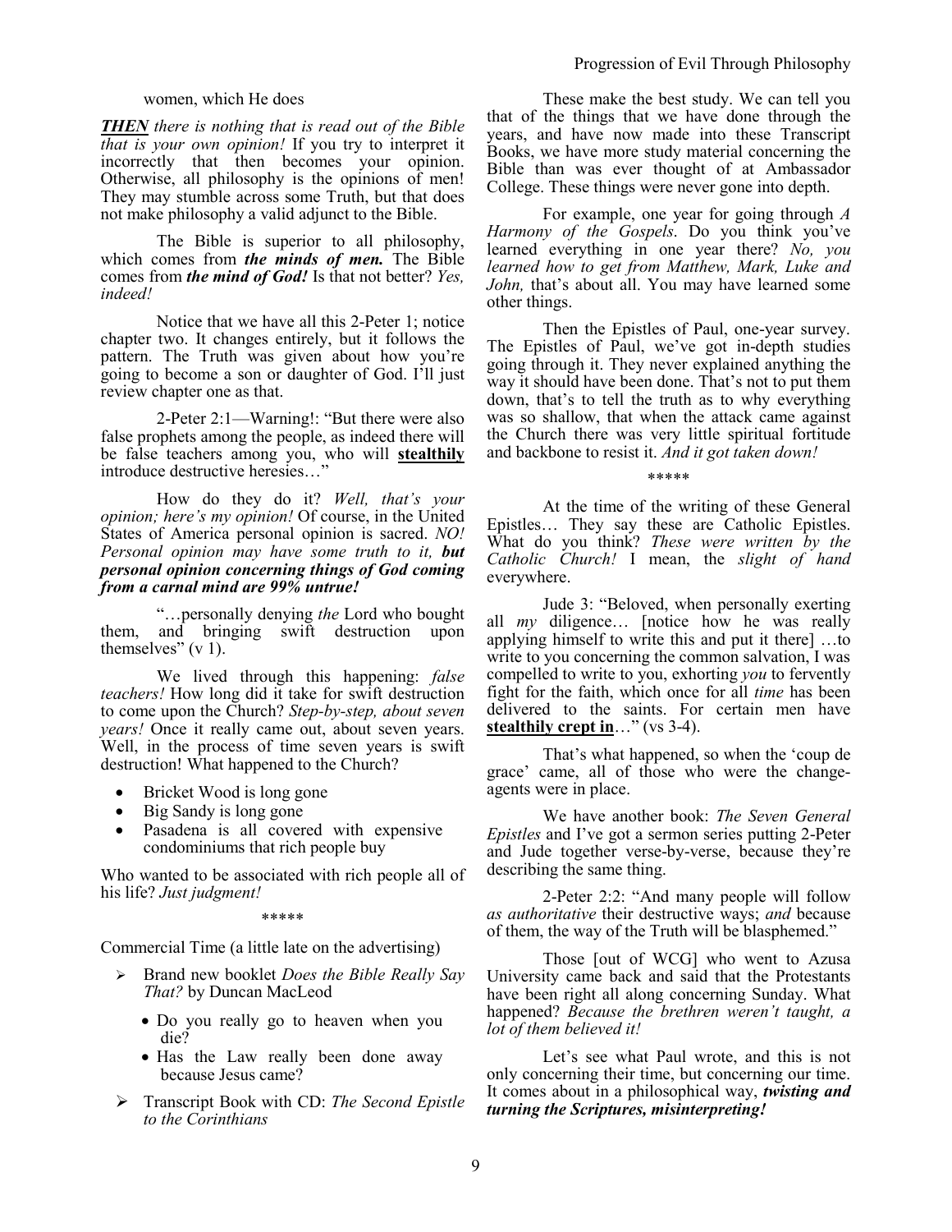women, which He does

***THEN*** *there is nothing that is read out of the Bible that is your own opinion!* If you try to interpret it incorrectly that then becomes your opinion. Otherwise, all philosophy is the opinions of men! They may stumble across some Truth, but that does not make philosophy a valid adjunct to the Bible.

The Bible is superior to all philosophy, which comes from ***the minds of men.*** The Bible comes from ***the mind of God!*** Is that not better? *Yes, indeed!*

Notice that we have all this 2-Peter 1; notice chapter two. It changes entirely, but it follows the pattern. The Truth was given about how you're going to become a son or daughter of God. I'll just review chapter one as that.

2-Peter 2:1—Warning!: "But there were also false prophets among the people, as indeed there will be false teachers among you, who will **stealthily** introduce destructive heresies…"

How do they do it? *Well, that's your opinion; here's my opinion!* Of course, in the United States of America personal opinion is sacred. *NO! Personal opinion may have some truth to it,* ***but personal opinion concerning things of God coming from a carnal mind are 99% untrue!***

"…personally denying *the* Lord who bought them, and bringing swift destruction upon themselves" (v 1).

We lived through this happening: *false teachers!* How long did it take for swift destruction to come upon the Church? *Step-by-step, about seven years!* Once it really came out, about seven years. Well, in the process of time seven years is swift destruction! What happened to the Church?

- Bricket Wood is long gone
- Big Sandy is long gone
- Pasadena is all covered with expensive condominiums that rich people buy

Who wanted to be associated with rich people all of his life? *Just judgment!*

\*\*\*\*\*

Commercial Time (a little late on the advertising)

- Brand new booklet *Does the Bible Really Say That?* by Duncan MacLeod
  - Do you really go to heaven when you die?
  - Has the Law really been done away because Jesus came?
- Transcript Book with CD: *The Second Epistle to the Corinthians*

These make the best study. We can tell you that of the things that we have done through the years, and have now made into these Transcript Books, we have more study material concerning the Bible than was ever thought of at Ambassador College. These things were never gone into depth.

For example, one year for going through *A Harmony of the Gospels*. Do you think you've learned everything in one year there? *No, you learned how to get from Matthew, Mark, Luke and John,* that's about all. You may have learned some other things.

Then the Epistles of Paul, one-year survey. The Epistles of Paul, we've got in-depth studies going through it. They never explained anything the way it should have been done. That's not to put them down, that's to tell the truth as to why everything was so shallow, that when the attack came against the Church there was very little spiritual fortitude and backbone to resist it. *And it got taken down!*

\*\*\*\*\*

At the time of the writing of these General Epistles… They say these are Catholic Epistles. What do you think? *These were written by the Catholic Church!* I mean, the *slight of hand* everywhere.

Jude 3: "Beloved, when personally exerting all *my* diligence… [notice how he was really applying himself to write this and put it there] …to write to you concerning the common salvation, I was compelled to write to you, exhorting *you* to fervently fight for the faith, which once for all *time* has been delivered to the saints. For certain men have **stealthily crept in**…" (vs 3-4).

That's what happened, so when the 'coup de grace' came, all of those who were the change-agents were in place.

We have another book: *The Seven General Epistles* and I've got a sermon series putting 2-Peter and Jude together verse-by-verse, because they're describing the same thing.

2-Peter 2:2: "And many people will follow *as authoritative* their destructive ways; *and* because of them, the way of the Truth will be blasphemed."

Those [out of WCG] who went to Azusa University came back and said that the Protestants have been right all along concerning Sunday. What happened? *Because the brethren weren't taught, a lot of them believed it!*

Let's see what Paul wrote, and this is not only concerning their time, but concerning our time. It comes about in a philosophical way, ***twisting and turning the Scriptures, misinterpreting!***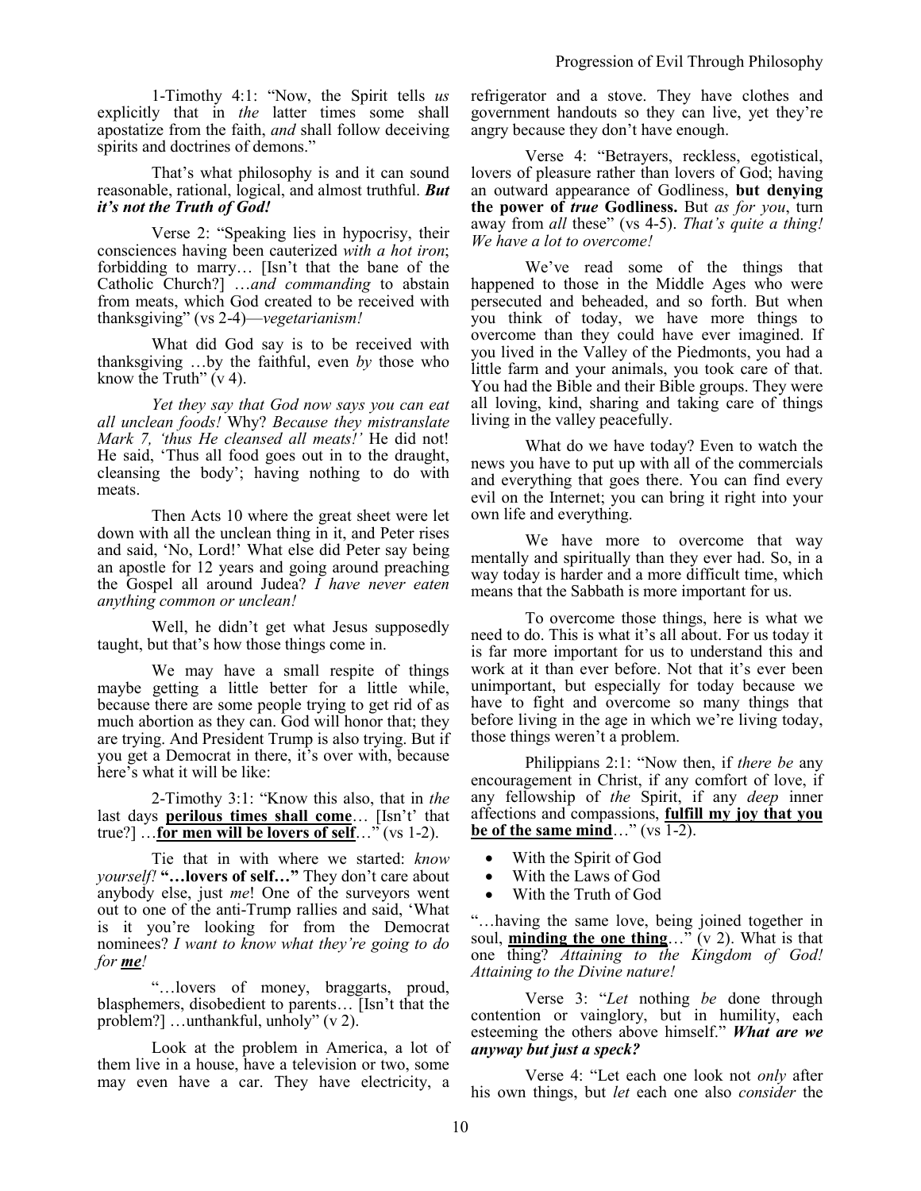1-Timothy 4:1: "Now, the Spirit tells *us* explicitly that in *the* latter times some shall apostatize from the faith, *and* shall follow deceiving spirits and doctrines of demons."

That's what philosophy is and it can sound reasonable, rational, logical, and almost truthful. ***But it's not the Truth of God!***

Verse 2: "Speaking lies in hypocrisy, their consciences having been cauterized *with a hot iron*; forbidding to marry… [Isn't that the bane of the Catholic Church?] …*and commanding* to abstain from meats, which God created to be received with thanksgiving" (vs 2-4)—*vegetarianism!*

What did God say is to be received with thanksgiving …by the faithful, even *by* those who know the Truth" (v 4).

*Yet they say that God now says you can eat all unclean foods!* Why? *Because they mistranslate Mark 7, 'thus He cleansed all meats!'* He did not! He said, 'Thus all food goes out in to the draught, cleansing the body'; having nothing to do with meats.

Then Acts 10 where the great sheet were let down with all the unclean thing in it, and Peter rises and said, 'No, Lord!' What else did Peter say being an apostle for 12 years and going around preaching the Gospel all around Judea? *I have never eaten anything common or unclean!*

Well, he didn't get what Jesus supposedly taught, but that's how those things come in.

We may have a small respite of things maybe getting a little better for a little while, because there are some people trying to get rid of as much abortion as they can. God will honor that; they are trying. And President Trump is also trying. But if you get a Democrat in there, it's over with, because here's what it will be like:

2-Timothy 3:1: "Know this also, that in *the* last days **perilous times shall come**… [Isn't' that true?] …**for men will be lovers of self**…" (vs 1-2).

Tie that in with where we started: *know yourself!* **"…lovers of self…"** They don't care about anybody else, just *me*! One of the surveyors went out to one of the anti-Trump rallies and said, 'What is it you're looking for from the Democrat nominees? *I want to know what they're going to do for **me**!*

"…lovers of money, braggarts, proud, blasphemers, disobedient to parents… [Isn't that the problem?] …unthankful, unholy" (v 2).

Look at the problem in America, a lot of them live in a house, have a television or two, some may even have a car. They have electricity, a refrigerator and a stove. They have clothes and government handouts so they can live, yet they're angry because they don't have enough.

Verse 4: "Betrayers, reckless, egotistical, lovers of pleasure rather than lovers of God; having an outward appearance of Godliness, **but denying the power of *true* Godliness.** But *as for you*, turn away from *all* these" (vs 4-5). *That's quite a thing! We have a lot to overcome!*

We've read some of the things that happened to those in the Middle Ages who were persecuted and beheaded, and so forth. But when you think of today, we have more things to overcome than they could have ever imagined. If you lived in the Valley of the Piedmonts, you had a little farm and your animals, you took care of that. You had the Bible and their Bible groups. They were all loving, kind, sharing and taking care of things living in the valley peacefully.

What do we have today? Even to watch the news you have to put up with all of the commercials and everything that goes there. You can find every evil on the Internet; you can bring it right into your own life and everything.

We have more to overcome that way mentally and spiritually than they ever had. So, in a way today is harder and a more difficult time, which means that the Sabbath is more important for us.

To overcome those things, here is what we need to do. This is what it's all about. For us today it is far more important for us to understand this and work at it than ever before. Not that it's ever been unimportant, but especially for today because we have to fight and overcome so many things that before living in the age in which we're living today, those things weren't a problem.

Philippians 2:1: "Now then, if *there be* any encouragement in Christ, if any comfort of love, if any fellowship of *the* Spirit, if any *deep* inner affections and compassions, **fulfill my joy that you be of the same mind**…" (vs 1-2).

- With the Spirit of God
- With the Laws of God
- With the Truth of God

"…having the same love, being joined together in soul, **minding the one thing**…" (v 2). What is that one thing? *Attaining to the Kingdom of God! Attaining to the Divine nature!*

Verse 3: "*Let* nothing *be* done through contention or vainglory, but in humility, each esteeming the others above himself." ***What are we anyway but just a speck?***

Verse 4: "Let each one look not *only* after his own things, but *let* each one also *consider* the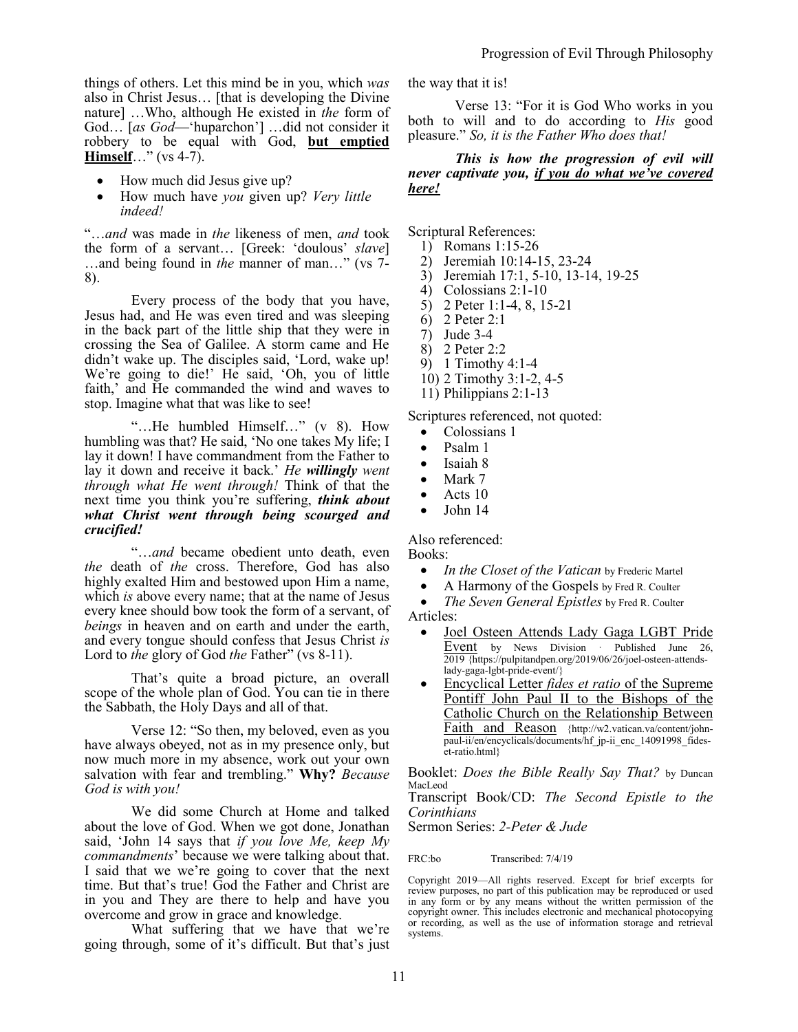things of others. Let this mind be in you, which *was* also in Christ Jesus… [that is developing the Divine nature] …Who, although He existed in *the* form of God… [*as God*—'huparchon'] …did not consider it robbery to be equal with God, **but emptied Himself**…" (vs 4-7).

- How much did Jesus give up?
- How much have *you* given up? *Very little indeed!*

"…*and* was made in *the* likeness of men, *and* took the form of a servant… [Greek: 'doulous' *slave*] …and being found in *the* manner of man…" (vs 7-8).

Every process of the body that you have, Jesus had, and He was even tired and was sleeping in the back part of the little ship that they were in crossing the Sea of Galilee. A storm came and He didn't wake up. The disciples said, 'Lord, wake up! We're going to die!' He said, 'Oh, you of little faith,' and He commanded the wind and waves to stop. Imagine what that was like to see!

"…He humbled Himself…" (v 8). How humbling was that? He said, 'No one takes My life; I lay it down! I have commandment from the Father to lay it down and receive it back.' *He* ***willingly*** *went through what He went through!* Think of that the next time you think you're suffering, ***think about what Christ went through being scourged and crucified!***

"…*and* became obedient unto death, even *the* death of *the* cross. Therefore, God has also highly exalted Him and bestowed upon Him a name, which *is* above every name; that at the name of Jesus every knee should bow took the form of a servant, of *beings* in heaven and on earth and under the earth, and every tongue should confess that Jesus Christ *is* Lord to *the* glory of God *the* Father" (vs 8-11).

That's quite a broad picture, an overall scope of the whole plan of God. You can tie in there the Sabbath, the Holy Days and all of that.

Verse 12: "So then, my beloved, even as you have always obeyed, not as in my presence only, but now much more in my absence, work out your own salvation with fear and trembling." **Why?** *Because God is with you!*

We did some Church at Home and talked about the love of God. When we got done, Jonathan said, 'John 14 says that *if you love Me, keep My commandments*' because we were talking about that. I said that we we're going to cover that the next time. But that's true! God the Father and Christ are in you and They are there to help and have you overcome and grow in grace and knowledge.

What suffering that we have that we're going through, some of it's difficult. But that's just the way that it is!

Verse 13: "For it is God Who works in you both to will and to do according to *His* good pleasure." *So, it is the Father Who does that!*

***This is how the progression of evil will never captivate you, <u>if you do what we've covered here!</u>***

Scriptural References:

1) Romans 1:15-26
2) Jeremiah 10:14-15, 23-24
3) Jeremiah 17:1, 5-10, 13-14, 19-25
4) Colossians 2:1-10
5) 2 Peter 1:1-4, 8, 15-21
6) 2 Peter 2:1
7) Jude 3-4
8) 2 Peter 2:2
9) 1 Timothy 4:1-4
10) 2 Timothy 3:1-2, 4-5
11) Philippians 2:1-13

Scriptures referenced, not quoted:

- Colossians 1
- Psalm 1
- Isaiah 8
- Mark 7
- Acts 10
- John 14

Also referenced:

Books:

- *In the Closet of the Vatican* by Frederic Martel
- A Harmony of the Gospels by Fred R. Coulter
- *The Seven General Epistles* by Fred R. Coulter

Articles:

- <u>Joel Osteen Attends Lady Gaga LGBT Pride Event</u> by News Division · Published June 26, 2019 {https://pulpitandpen.org/2019/06/26/joel-osteen-attends-lady-gaga-lgbt-pride-event/}
- <u>Encyclical Letter *fides et ratio* of the Supreme Pontiff John Paul II to the Bishops of the Catholic Church on the Relationship Between Faith and Reason</u> {http://w2.vatican.va/content/john-paul-ii/en/encyclicals/documents/hf_jp-ii_enc_14091998_fides-et-ratio.html}

Booklet: *Does the Bible Really Say That?* by Duncan MacLeod

Transcript Book/CD: *The Second Epistle to the Corinthians*

Sermon Series: *2-Peter & Jude*

FRC:bo Transcribed: 7/4/19

Copyright 2019—All rights reserved. Except for brief excerpts for review purposes, no part of this publication may be reproduced or used in any form or by any means without the written permission of the copyright owner. This includes electronic and mechanical photocopying or recording, as well as the use of information storage and retrieval systems.